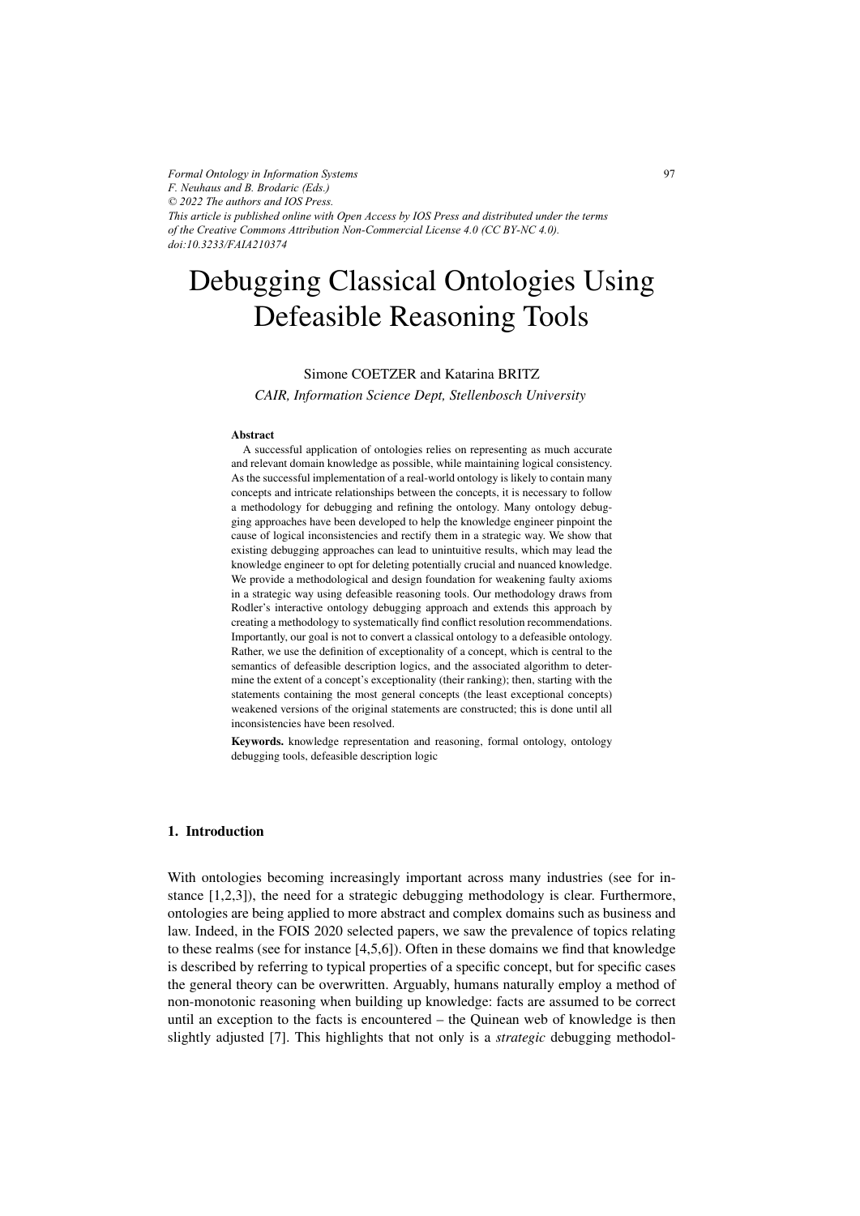*Formal Ontology in Information Systems*
*F. Neuhaus and B. Brodaric (Eds.)*
*© 2022 The authors and IOS Press.*
*This article is published online with Open Access by IOS Press and distributed under the terms of the Creative Commons Attribution Non-Commercial License 4.0 (CC BY-NC 4.0).*
*doi:10.3233/FAIA210374*

# Debugging Classical Ontologies Using Defeasible Reasoning Tools

Simone COETZER and Katarina BRITZ

*CAIR, Information Science Dept, Stellenbosch University*

**Abstract**

A successful application of ontologies relies on representing as much accurate and relevant domain knowledge as possible, while maintaining logical consistency. As the successful implementation of a real-world ontology is likely to contain many concepts and intricate relationships between the concepts, it is necessary to follow a methodology for debugging and refining the ontology. Many ontology debugging approaches have been developed to help the knowledge engineer pinpoint the cause of logical inconsistencies and rectify them in a strategic way. We show that existing debugging approaches can lead to unintuitive results, which may lead the knowledge engineer to opt for deleting potentially crucial and nuanced knowledge. We provide a methodological and design foundation for weakening faulty axioms in a strategic way using defeasible reasoning tools. Our methodology draws from Rodler's interactive ontology debugging approach and extends this approach by creating a methodology to systematically find conflict resolution recommendations. Importantly, our goal is not to convert a classical ontology to a defeasible ontology. Rather, we use the definition of exceptionality of a concept, which is central to the semantics of defeasible description logics, and the associated algorithm to determine the extent of a concept's exceptionality (their ranking); then, starting with the statements containing the most general concepts (the least exceptional concepts) weakened versions of the original statements are constructed; this is done until all inconsistencies have been resolved.

**Keywords.** knowledge representation and reasoning, formal ontology, ontology debugging tools, defeasible description logic

## 1. Introduction

With ontologies becoming increasingly important across many industries (see for instance [1,2,3]), the need for a strategic debugging methodology is clear. Furthermore, ontologies are being applied to more abstract and complex domains such as business and law. Indeed, in the FOIS 2020 selected papers, we saw the prevalence of topics relating to these realms (see for instance [4,5,6]). Often in these domains we find that knowledge is described by referring to typical properties of a specific concept, but for specific cases the general theory can be overwritten. Arguably, humans naturally employ a method of non-monotonic reasoning when building up knowledge: facts are assumed to be correct until an exception to the facts is encountered – the Quinean web of knowledge is then slightly adjusted [7]. This highlights that not only is a *strategic* debugging methodol-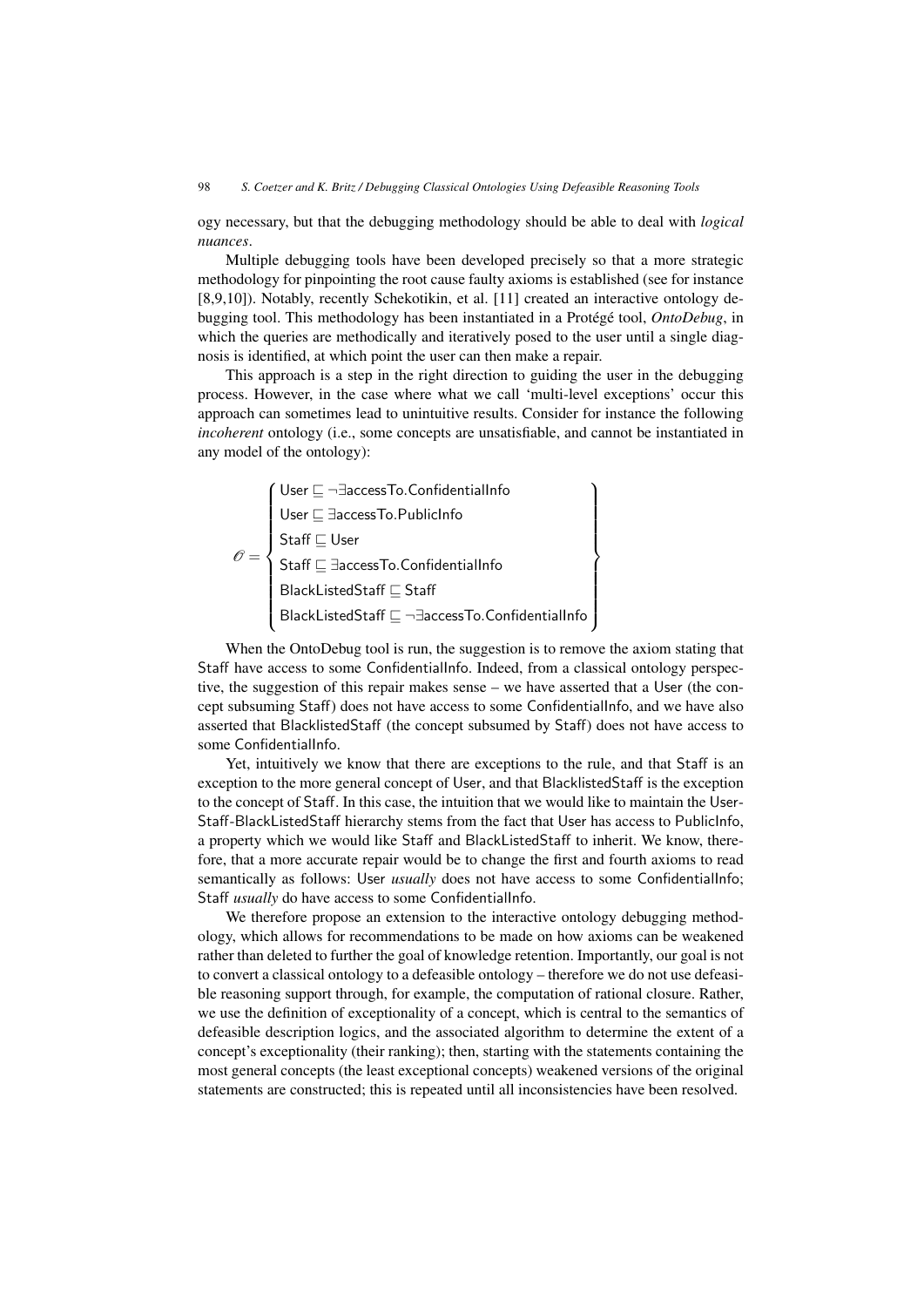ogy necessary, but that the debugging methodology should be able to deal with *logical nuances*.

Multiple debugging tools have been developed precisely so that a more strategic methodology for pinpointing the root cause faulty axioms is established (see for instance [8,9,10]). Notably, recently Schekotikin, et al. [11] created an interactive ontology debugging tool. This methodology has been instantiated in a Protégé tool, *OntoDebug*, in which the queries are methodically and iteratively posed to the user until a single diagnosis is identified, at which point the user can then make a repair.

This approach is a step in the right direction to guiding the user in the debugging process. However, in the case where what we call 'multi-level exceptions' occur this approach can sometimes lead to unintuitive results. Consider for instance the following *incoherent* ontology (i.e., some concepts are unsatisfiable, and cannot be instantiated in any model of the ontology):

$$\mathscr{O} = \left\{ \begin{array}{l} \mathsf{User} \sqsubseteq \neg\exists \mathsf{accessTo.ConfidentialInfo} \\ \mathsf{User} \sqsubseteq \exists \mathsf{accessTo.PublicInfo} \\ \mathsf{Staff} \sqsubseteq \mathsf{User} \\ \mathsf{Staff} \sqsubseteq \exists \mathsf{accessTo.ConfidentialInfo} \\ \mathsf{BlackListedStaff} \sqsubseteq \mathsf{Staff} \\ \mathsf{BlackListedStaff} \sqsubseteq \neg\exists \mathsf{accessTo.ConfidentialInfo} \end{array} \right\}$$

When the OntoDebug tool is run, the suggestion is to remove the axiom stating that Staff have access to some ConfidentialInfo. Indeed, from a classical ontology perspective, the suggestion of this repair makes sense – we have asserted that a User (the concept subsuming Staff) does not have access to some ConfidentialInfo, and we have also asserted that BlacklistedStaff (the concept subsumed by Staff) does not have access to some ConfidentialInfo.

Yet, intuitively we know that there are exceptions to the rule, and that Staff is an exception to the more general concept of User, and that BlacklistedStaff is the exception to the concept of Staff. In this case, the intuition that we would like to maintain the User-Staff-BlackListedStaff hierarchy stems from the fact that User has access to PublicInfo, a property which we would like Staff and BlackListedStaff to inherit. We know, therefore, that a more accurate repair would be to change the first and fourth axioms to read semantically as follows: User *usually* does not have access to some ConfidentialInfo; Staff *usually* do have access to some ConfidentialInfo.

We therefore propose an extension to the interactive ontology debugging methodology, which allows for recommendations to be made on how axioms can be weakened rather than deleted to further the goal of knowledge retention. Importantly, our goal is not to convert a classical ontology to a defeasible ontology – therefore we do not use defeasible reasoning support through, for example, the computation of rational closure. Rather, we use the definition of exceptionality of a concept, which is central to the semantics of defeasible description logics, and the associated algorithm to determine the extent of a concept's exceptionality (their ranking); then, starting with the statements containing the most general concepts (the least exceptional concepts) weakened versions of the original statements are constructed; this is repeated until all inconsistencies have been resolved.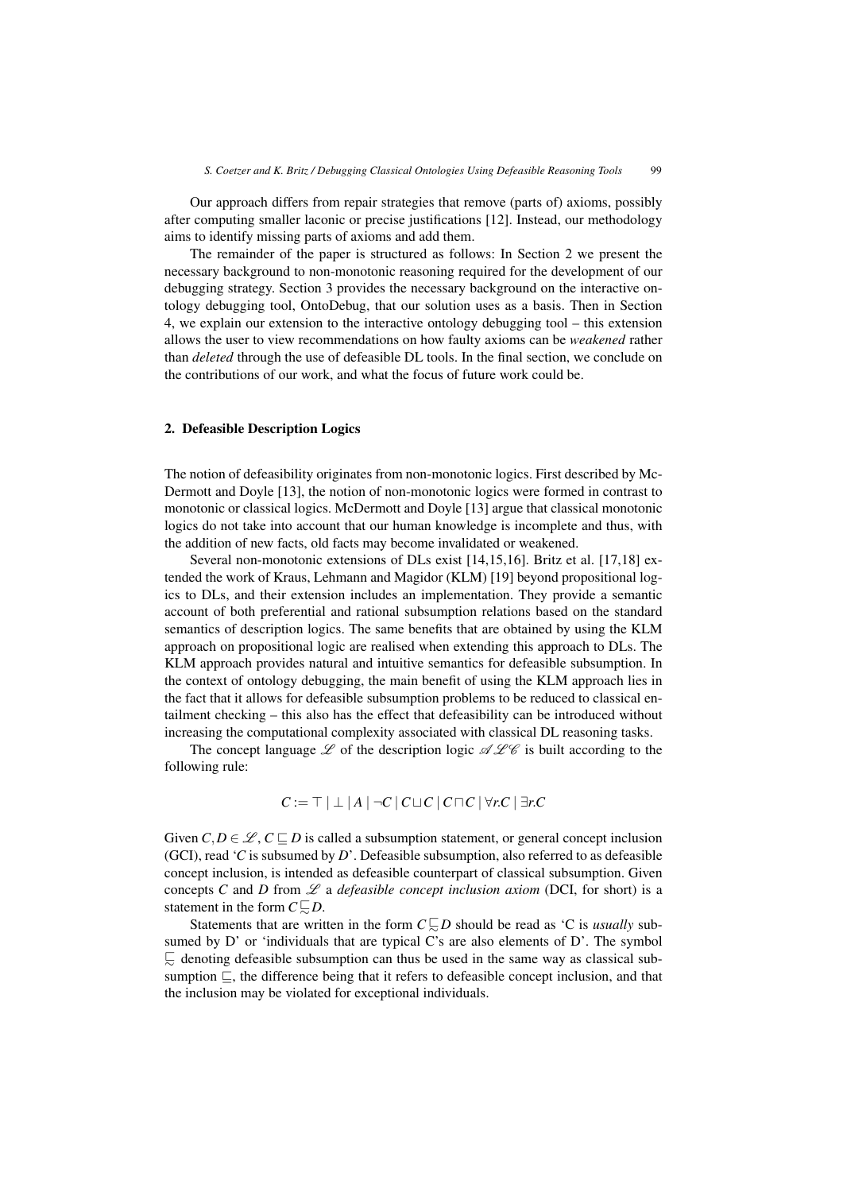Our approach differs from repair strategies that remove (parts of) axioms, possibly after computing smaller laconic or precise justifications [12]. Instead, our methodology aims to identify missing parts of axioms and add them.

The remainder of the paper is structured as follows: In Section 2 we present the necessary background to non-monotonic reasoning required for the development of our debugging strategy. Section 3 provides the necessary background on the interactive ontology debugging tool, OntoDebug, that our solution uses as a basis. Then in Section 4, we explain our extension to the interactive ontology debugging tool – this extension allows the user to view recommendations on how faulty axioms can be *weakened* rather than *deleted* through the use of defeasible DL tools. In the final section, we conclude on the contributions of our work, and what the focus of future work could be.

## 2. Defeasible Description Logics

The notion of defeasibility originates from non-monotonic logics. First described by McDermott and Doyle [13], the notion of non-monotonic logics were formed in contrast to monotonic or classical logics. McDermott and Doyle [13] argue that classical monotonic logics do not take into account that our human knowledge is incomplete and thus, with the addition of new facts, old facts may become invalidated or weakened.

Several non-monotonic extensions of DLs exist [14,15,16]. Britz et al. [17,18] extended the work of Kraus, Lehmann and Magidor (KLM) [19] beyond propositional logics to DLs, and their extension includes an implementation. They provide a semantic account of both preferential and rational subsumption relations based on the standard semantics of description logics. The same benefits that are obtained by using the KLM approach on propositional logic are realised when extending this approach to DLs. The KLM approach provides natural and intuitive semantics for defeasible subsumption. In the context of ontology debugging, the main benefit of using the KLM approach lies in the fact that it allows for defeasible subsumption problems to be reduced to classical entailment checking – this also has the effect that defeasibility can be introduced without increasing the computational complexity associated with classical DL reasoning tasks.

The concept language $\mathscr{L}$ of the description logic $\mathscr{ALC}$ is built according to the following rule:

$$C := \top \mid \bot \mid A \mid \neg C \mid C \sqcup C \mid C \sqcap C \mid \forall r.C \mid \exists r.C$$

Given $C, D \in \mathscr{L}$, $C \sqsubseteq D$ is called a subsumption statement, or general concept inclusion (GCI), read '*C* is subsumed by *D*'. Defeasible subsumption, also referred to as defeasible concept inclusion, is intended as defeasible counterpart of classical subsumption. Given concepts *C* and *D* from $\mathscr{L}$ a *defeasible concept inclusion axiom* (DCI, for short) is a statement in the form $C \sqsubsetsim D$.

Statements that are written in the form $C \sqsubsetsim D$ should be read as 'C is *usually* subsumed by D' or 'individuals that are typical C's are also elements of D'. The symbol $\sqsubsetsim$ denoting defeasible subsumption can thus be used in the same way as classical subsumption $\sqsubseteq$, the difference being that it refers to defeasible concept inclusion, and that the inclusion may be violated for exceptional individuals.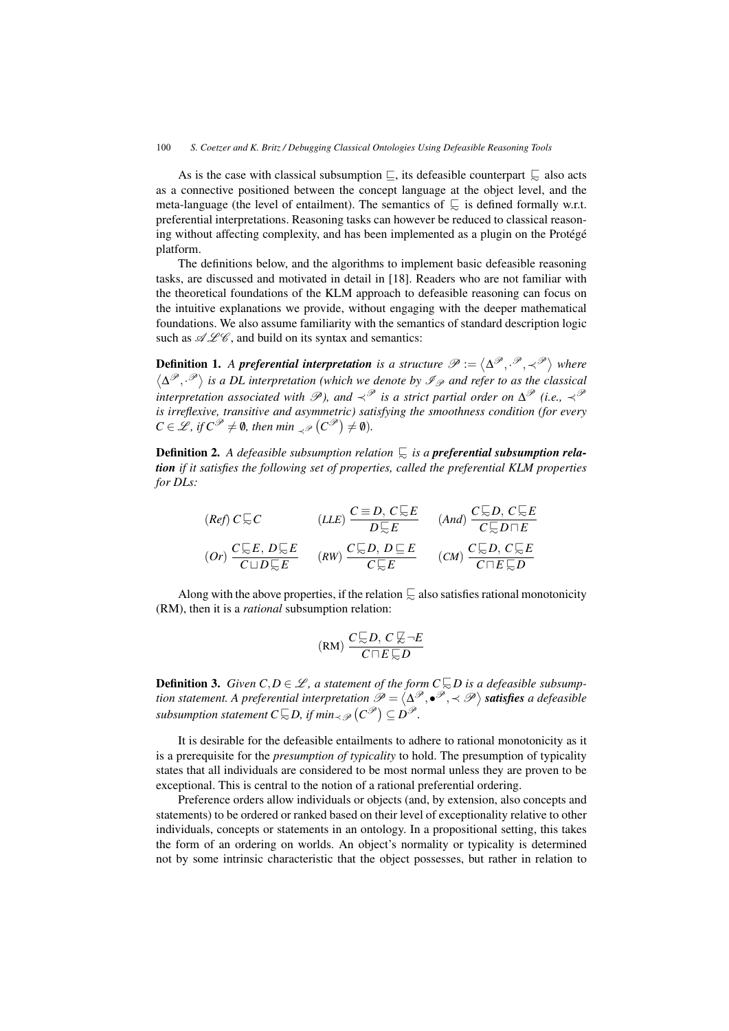As is the case with classical subsumption $\sqsubseteq$, its defeasible counterpart $\mathrel{\sqsubseteq\!\!\!\!\sim}$ also acts as a connective positioned between the concept language at the object level, and the meta-language (the level of entailment). The semantics of $\mathrel{\sqsubseteq\!\!\!\!\sim}$ is defined formally w.r.t. preferential interpretations. Reasoning tasks can however be reduced to classical reasoning without affecting complexity, and has been implemented as a plugin on the Protégé platform.

The definitions below, and the algorithms to implement basic defeasible reasoning tasks, are discussed and motivated in detail in [18]. Readers who are not familiar with the theoretical foundations of the KLM approach to defeasible reasoning can focus on the intuitive explanations we provide, without engaging with the deeper mathematical foundations. We also assume familiarity with the semantics of standard description logic such as $\mathscr{ALC}$, and build on its syntax and semantics:

**Definition 1.** *A* ***preferential interpretation*** *is a structure $\mathscr{P} := \langle \Delta^{\mathscr{P}}, \cdot^{\mathscr{P}}, \prec^{\mathscr{P}} \rangle$ where $\langle \Delta^{\mathscr{P}}, \cdot^{\mathscr{P}} \rangle$ is a DL interpretation (which we denote by $\mathscr{I}_{\mathscr{P}}$ and refer to as the classical interpretation associated with $\mathscr{P}$), and $\prec^{\mathscr{P}}$ is a strict partial order on $\Delta^{\mathscr{P}}$ (i.e., $\prec^{\mathscr{P}}$ is irreflexive, transitive and asymmetric) satisfying the smoothness condition (for every $C \in \mathscr{L}$, if $C^{\mathscr{P}} \neq \emptyset$, then $min_{\prec^{\mathscr{P}}}(C^{\mathscr{P}}) \neq \emptyset$).*

**Definition 2.** *A defeasible subsumption relation $\mathrel{\sqsubseteq\!\!\!\!\sim}$ is a* ***preferential subsumption relation*** *if it satisfies the following set of properties, called the preferential KLM properties for DLs:*

$$(Ref)\; C \mathrel{\sqsubseteq\!\!\!\!\sim} C \qquad (LLE)\; \frac{C \equiv D,\; C \mathrel{\sqsubseteq\!\!\!\!\sim} E}{D \mathrel{\sqsubseteq\!\!\!\!\sim} E} \qquad (And)\; \frac{C \mathrel{\sqsubseteq\!\!\!\!\sim} D,\; C \mathrel{\sqsubseteq\!\!\!\!\sim} E}{C \mathrel{\sqsubseteq\!\!\!\!\sim} D \sqcap E}$$

$$(Or)\; \frac{C \mathrel{\sqsubseteq\!\!\!\!\sim} E,\; D \mathrel{\sqsubseteq\!\!\!\!\sim} E}{C \sqcup D \mathrel{\sqsubseteq\!\!\!\!\sim} E} \qquad (RW)\; \frac{C \mathrel{\sqsubseteq\!\!\!\!\sim} D,\; D \sqsubseteq E}{C \mathrel{\sqsubseteq\!\!\!\!\sim} E} \qquad (CM)\; \frac{C \mathrel{\sqsubseteq\!\!\!\!\sim} D,\; C \mathrel{\sqsubseteq\!\!\!\!\sim} E}{C \sqcap E \mathrel{\sqsubseteq\!\!\!\!\sim} D}$$

Along with the above properties, if the relation $\mathrel{\sqsubseteq\!\!\!\!\sim}$ also satisfies rational monotonicity (RM), then it is a *rational* subsumption relation:

$$(\text{RM})\; \frac{C \mathrel{\sqsubseteq\!\!\!\!\sim} D,\; C \not\mathrel{\sqsubseteq\!\!\!\!\sim} \neg E}{C \sqcap E \mathrel{\sqsubseteq\!\!\!\!\sim} D}$$

**Definition 3.** *Given $C, D \in \mathscr{L}$, a statement of the form $C \mathrel{\sqsubseteq\!\!\!\!\sim} D$ is a defeasible subsumption statement. A preferential interpretation $\mathscr{P} = \langle \Delta^{\mathscr{P}}, \bullet^{\mathscr{P}}, \prec \mathscr{P} \rangle$* ***satisfies*** *a defeasible subsumption statement $C \mathrel{\sqsubseteq\!\!\!\!\sim} D$, if $min_{\prec \mathscr{P}}(C^{\mathscr{P}}) \subseteq D^{\mathscr{P}}$.*

It is desirable for the defeasible entailments to adhere to rational monotonicity as it is a prerequisite for the *presumption of typicality* to hold. The presumption of typicality states that all individuals are considered to be most normal unless they are proven to be exceptional. This is central to the notion of a rational preferential ordering.

Preference orders allow individuals or objects (and, by extension, also concepts and statements) to be ordered or ranked based on their level of exceptionality relative to other individuals, concepts or statements in an ontology. In a propositional setting, this takes the form of an ordering on worlds. An object's normality or typicality is determined not by some intrinsic characteristic that the object possesses, but rather in relation to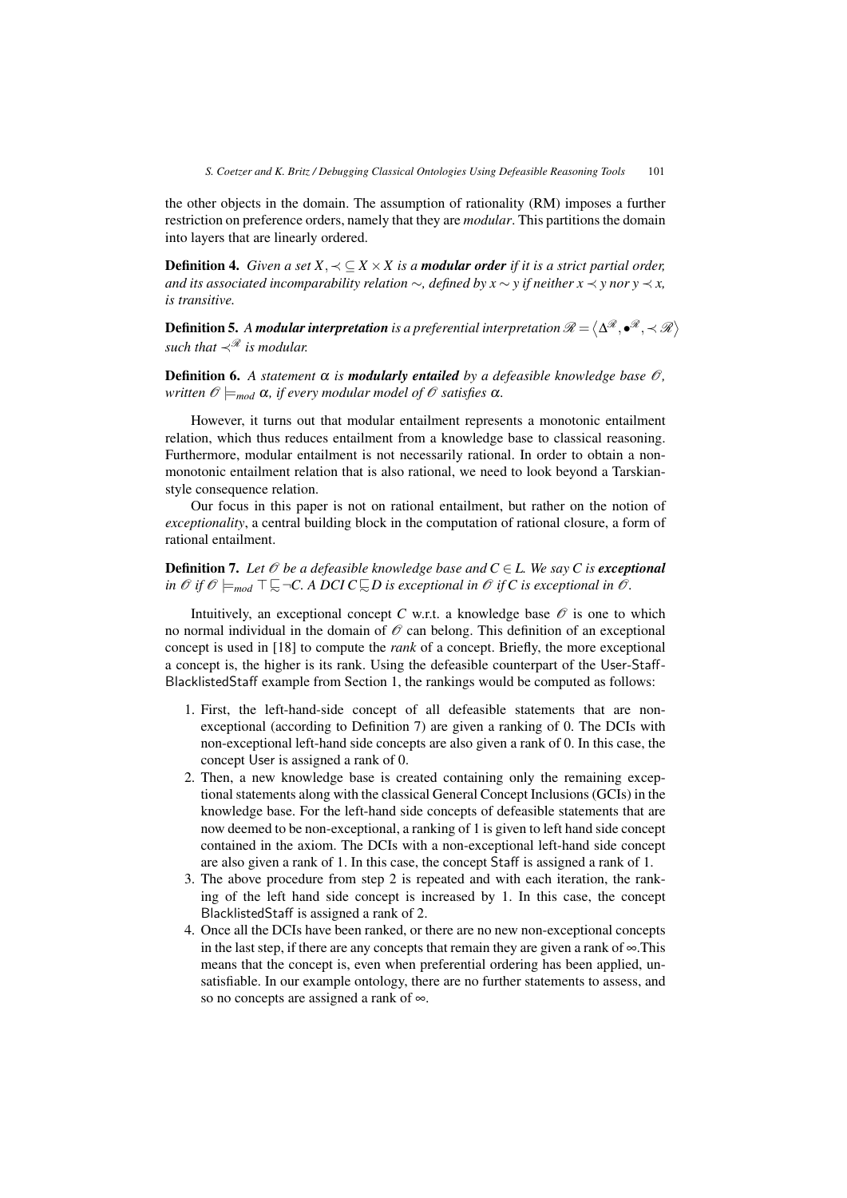the other objects in the domain. The assumption of rationality (RM) imposes a further restriction on preference orders, namely that they are *modular*. This partitions the domain into layers that are linearly ordered.

**Definition 4.** *Given a set $X$, $\prec \subseteq X \times X$ is a **modular order** if it is a strict partial order, and its associated incomparability relation $\sim$, defined by $x \sim y$ if neither $x \prec y$ nor $y \prec x$, is transitive.*

**Definition 5.** *A **modular interpretation** is a preferential interpretation $\mathscr{R} = \langle \Delta^{\mathscr{R}}, \bullet^{\mathscr{R}}, \prec \mathscr{R} \rangle$ such that $\prec^{\mathscr{R}}$ is modular.*

**Definition 6.** *A statement $\alpha$ is **modularly entailed** by a defeasible knowledge base $\mathscr{O}$, written $\mathscr{O} \models_{mod} \alpha$, if every modular model of $\mathscr{O}$ satisfies $\alpha$.*

However, it turns out that modular entailment represents a monotonic entailment relation, which thus reduces entailment from a knowledge base to classical reasoning. Furthermore, modular entailment is not necessarily rational. In order to obtain a non-monotonic entailment relation that is also rational, we need to look beyond a Tarskian-style consequence relation.

Our focus in this paper is not on rational entailment, but rather on the notion of *exceptionality*, a central building block in the computation of rational closure, a form of rational entailment.

**Definition 7.** *Let $\mathscr{O}$ be a defeasible knowledge base and $C \in L$. We say $C$ is **exceptional** in $\mathscr{O}$ if $\mathscr{O} \models_{mod} \top \sqsubsim \neg C$. A DCI $C \sqsubsim D$ is exceptional in $\mathscr{O}$ if $C$ is exceptional in $\mathscr{O}$.*

Intuitively, an exceptional concept $C$ w.r.t. a knowledge base $\mathscr{O}$ is one to which no normal individual in the domain of $\mathscr{O}$ can belong. This definition of an exceptional concept is used in [18] to compute the *rank* of a concept. Briefly, the more exceptional a concept is, the higher is its rank. Using the defeasible counterpart of the User-Staff-BlacklistedStaff example from Section 1, the rankings would be computed as follows:

1. First, the left-hand-side concept of all defeasible statements that are non-exceptional (according to Definition 7) are given a ranking of 0. The DCIs with non-exceptional left-hand side concepts are also given a rank of 0. In this case, the concept User is assigned a rank of 0.
2. Then, a new knowledge base is created containing only the remaining exceptional statements along with the classical General Concept Inclusions (GCIs) in the knowledge base. For the left-hand side concepts of defeasible statements that are now deemed to be non-exceptional, a ranking of 1 is given to left hand side concept contained in the axiom. The DCIs with a non-exceptional left-hand side concept are also given a rank of 1. In this case, the concept Staff is assigned a rank of 1.
3. The above procedure from step 2 is repeated and with each iteration, the ranking of the left hand side concept is increased by 1. In this case, the concept BlacklistedStaff is assigned a rank of 2.
4. Once all the DCIs have been ranked, or there are no new non-exceptional concepts in the last step, if there are any concepts that remain they are given a rank of $\infty$.This means that the concept is, even when preferential ordering has been applied, unsatisfiable. In our example ontology, there are no further statements to assess, and so no concepts are assigned a rank of $\infty$.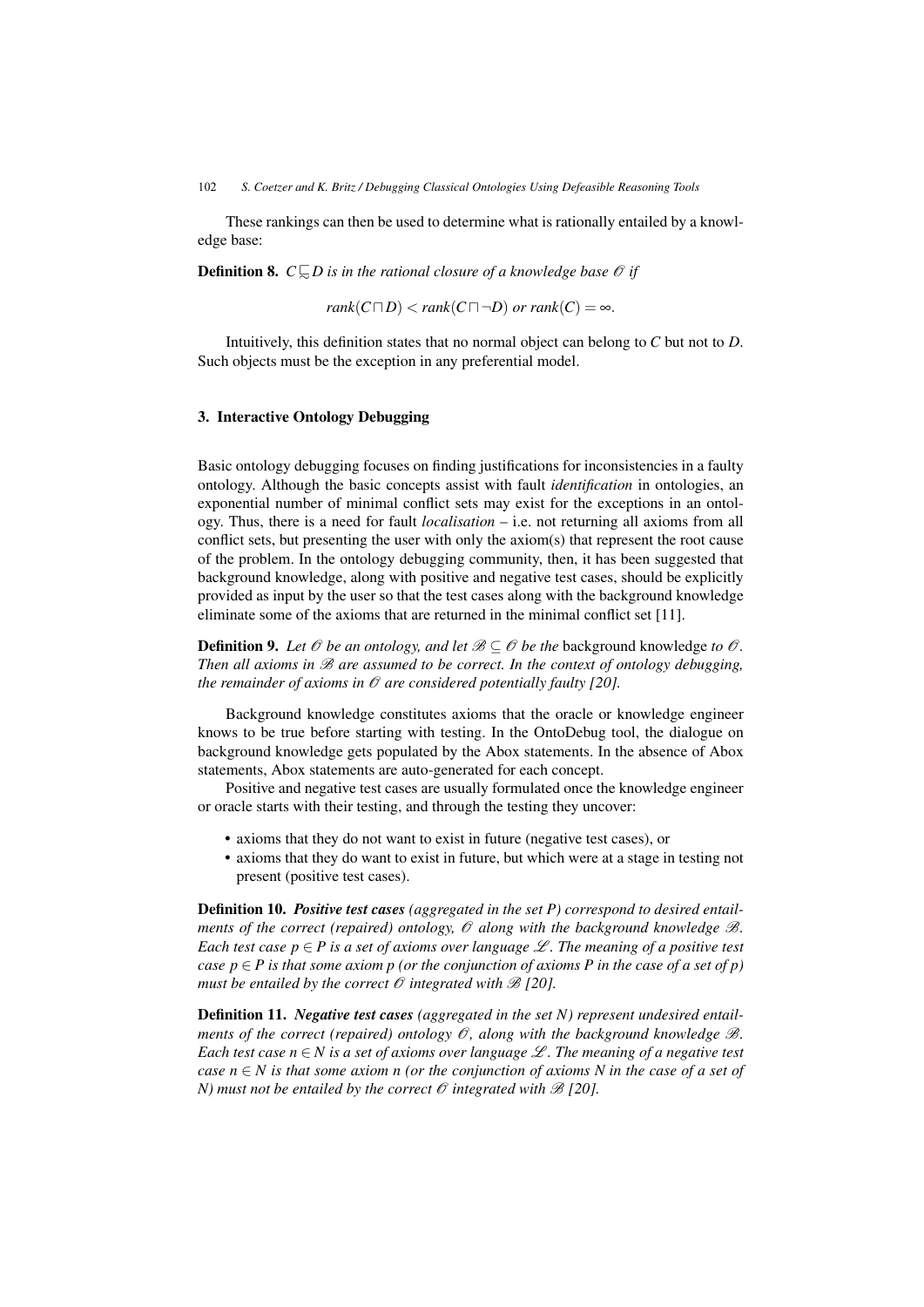These rankings can then be used to determine what is rationally entailed by a knowledge base:

**Definition 8.** *$C \precsim D$ is in the rational closure of a knowledge base $\mathscr{O}$ if*

$$rank(C \sqcap D) < rank(C \sqcap \neg D) \text{ or } rank(C) = \infty.$$

Intuitively, this definition states that no normal object can belong to $C$ but not to $D$. Such objects must be the exception in any preferential model.

## 3. Interactive Ontology Debugging

Basic ontology debugging focuses on finding justifications for inconsistencies in a faulty ontology. Although the basic concepts assist with fault *identification* in ontologies, an exponential number of minimal conflict sets may exist for the exceptions in an ontology. Thus, there is a need for fault *localisation* – i.e. not returning all axioms from all conflict sets, but presenting the user with only the axiom(s) that represent the root cause of the problem. In the ontology debugging community, then, it has been suggested that background knowledge, along with positive and negative test cases, should be explicitly provided as input by the user so that the test cases along with the background knowledge eliminate some of the axioms that are returned in the minimal conflict set [11].

**Definition 9.** *Let $\mathscr{O}$ be an ontology, and let $\mathscr{B} \subseteq \mathscr{O}$ be the* background knowledge *to $\mathscr{O}$. Then all axioms in $\mathscr{B}$ are assumed to be correct. In the context of ontology debugging, the remainder of axioms in $\mathscr{O}$ are considered potentially faulty [20].*

Background knowledge constitutes axioms that the oracle or knowledge engineer knows to be true before starting with testing. In the OntoDebug tool, the dialogue on background knowledge gets populated by the Abox statements. In the absence of Abox statements, Abox statements are auto-generated for each concept.

Positive and negative test cases are usually formulated once the knowledge engineer or oracle starts with their testing, and through the testing they uncover:

- axioms that they do not want to exist in future (negative test cases), or
- axioms that they do want to exist in future, but which were at a stage in testing not present (positive test cases).

**Definition 10.** ***Positive test cases*** *(aggregated in the set $P$) correspond to desired entailments of the correct (repaired) ontology, $\mathscr{O}$ along with the background knowledge $\mathscr{B}$. Each test case $p \in P$ is a set of axioms over language $\mathscr{L}$. The meaning of a positive test case $p \in P$ is that some axiom $p$ (or the conjunction of axioms $P$ in the case of a set of $p$) must be entailed by the correct $\mathscr{O}$ integrated with $\mathscr{B}$ [20].*

**Definition 11.** ***Negative test cases*** *(aggregated in the set $N$) represent undesired entailments of the correct (repaired) ontology $\mathscr{O}$, along with the background knowledge $\mathscr{B}$. Each test case $n \in N$ is a set of axioms over language $\mathscr{L}$. The meaning of a negative test case $n \in N$ is that some axiom $n$ (or the conjunction of axioms $N$ in the case of a set of $N$) must not be entailed by the correct $\mathscr{O}$ integrated with $\mathscr{B}$ [20].*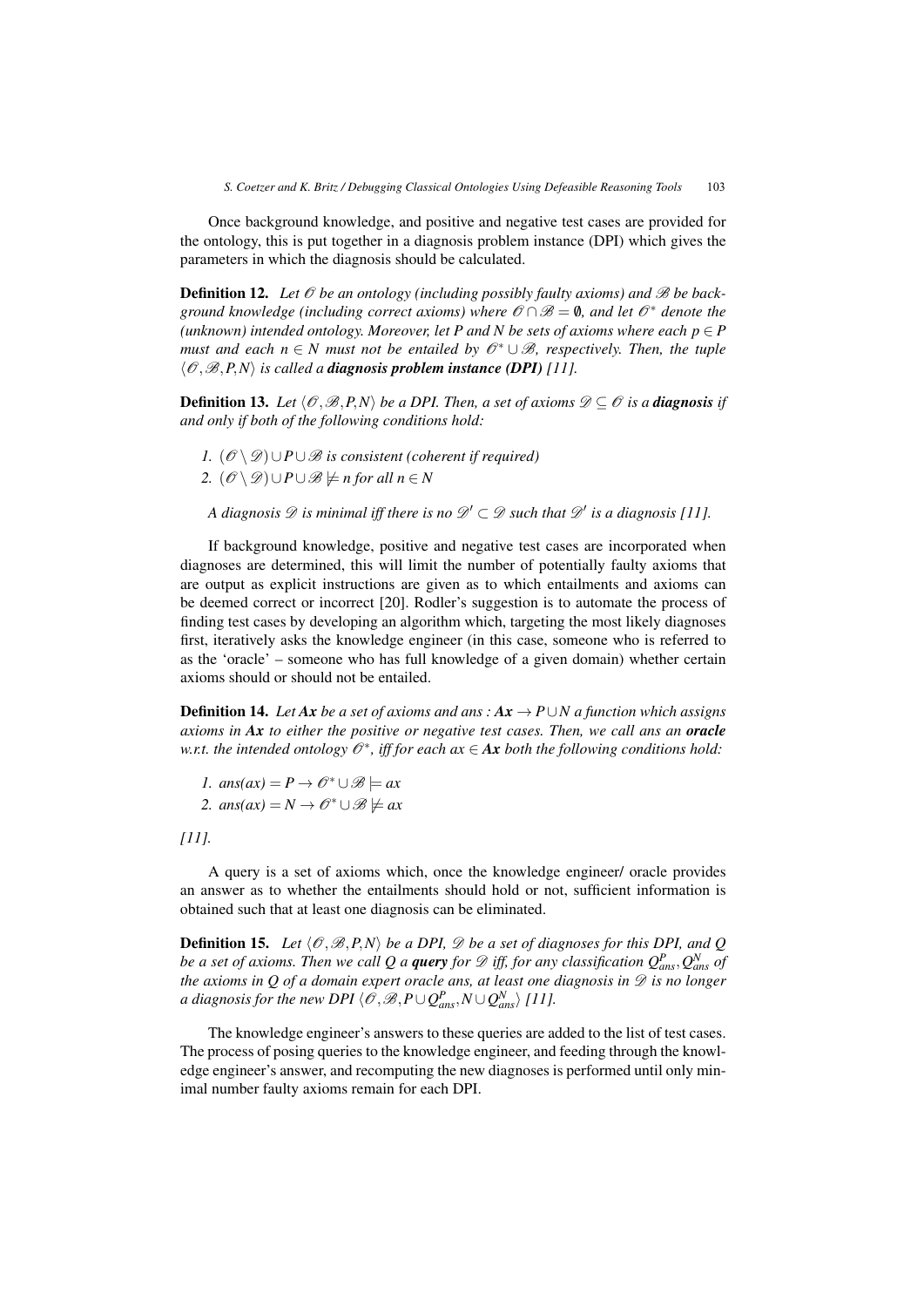Once background knowledge, and positive and negative test cases are provided for the ontology, this is put together in a diagnosis problem instance (DPI) which gives the parameters in which the diagnosis should be calculated.

**Definition 12.** *Let $\mathcal{O}$ be an ontology (including possibly faulty axioms) and $\mathcal{B}$ be background knowledge (including correct axioms) where $\mathcal{O} \cap \mathcal{B} = \emptyset$, and let $\mathcal{O}^*$ denote the (unknown) intended ontology. Moreover, let $P$ and $N$ be sets of axioms where each $p \in P$ must and each $n \in N$ must not be entailed by $\mathcal{O}^* \cup \mathcal{B}$, respectively. Then, the tuple $\langle \mathcal{O}, \mathcal{B}, P, N \rangle$ is called a* ***diagnosis problem instance (DPI)*** *[11].*

**Definition 13.** *Let $\langle \mathcal{O}, \mathcal{B}, P, N \rangle$ be a DPI. Then, a set of axioms $\mathcal{D} \subseteq \mathcal{O}$ is a* ***diagnosis*** *if and only if both of the following conditions hold:*

1. *$(\mathcal{O} \setminus \mathcal{D}) \cup P \cup \mathcal{B}$ is consistent (coherent if required)*
2. *$(\mathcal{O} \setminus \mathcal{D}) \cup P \cup \mathcal{B} \not\models n$ for all $n \in N$*

*A diagnosis $\mathcal{D}$ is minimal iff there is no $\mathcal{D}' \subset \mathcal{D}$ such that $\mathcal{D}'$ is a diagnosis [11].*

If background knowledge, positive and negative test cases are incorporated when diagnoses are determined, this will limit the number of potentially faulty axioms that are output as explicit instructions are given as to which entailments and axioms can be deemed correct or incorrect [20]. Rodler's suggestion is to automate the process of finding test cases by developing an algorithm which, targeting the most likely diagnoses first, iteratively asks the knowledge engineer (in this case, someone who is referred to as the 'oracle' – someone who has full knowledge of a given domain) whether certain axioms should or should not be entailed.

**Definition 14.** *Let* ***Ax*** *be a set of axioms and ans : $\boldsymbol{Ax} \rightarrow P \cup N$ a function which assigns axioms in* ***Ax*** *to either the positive or negative test cases. Then, we call ans an* ***oracle*** *w.r.t. the intended ontology $\mathcal{O}^*$, iff for each $ax \in \boldsymbol{Ax}$ both the following conditions hold:*

1. *$ans(ax) = P \rightarrow \mathcal{O}^* \cup \mathcal{B} \models ax$*
2. *$ans(ax) = N \rightarrow \mathcal{O}^* \cup \mathcal{B} \not\models ax$*

*[11].*

A query is a set of axioms which, once the knowledge engineer/ oracle provides an answer as to whether the entailments should hold or not, sufficient information is obtained such that at least one diagnosis can be eliminated.

**Definition 15.** *Let $\langle \mathcal{O}, \mathcal{B}, P, N \rangle$ be a DPI, $\mathcal{D}$ be a set of diagnoses for this DPI, and $Q$ be a set of axioms. Then we call $Q$ a* ***query*** *for $\mathcal{D}$ iff, for any classification $Q^P_{ans}, Q^N_{ans}$ of the axioms in $Q$ of a domain expert oracle ans, at least one diagnosis in $\mathcal{D}$ is no longer a diagnosis for the new DPI $\langle \mathcal{O}, \mathcal{B}, P \cup Q^P_{ans}, N \cup Q^N_{ans} \rangle$ [11].*

The knowledge engineer's answers to these queries are added to the list of test cases. The process of posing queries to the knowledge engineer, and feeding through the knowledge engineer's answer, and recomputing the new diagnoses is performed until only minimal number faulty axioms remain for each DPI.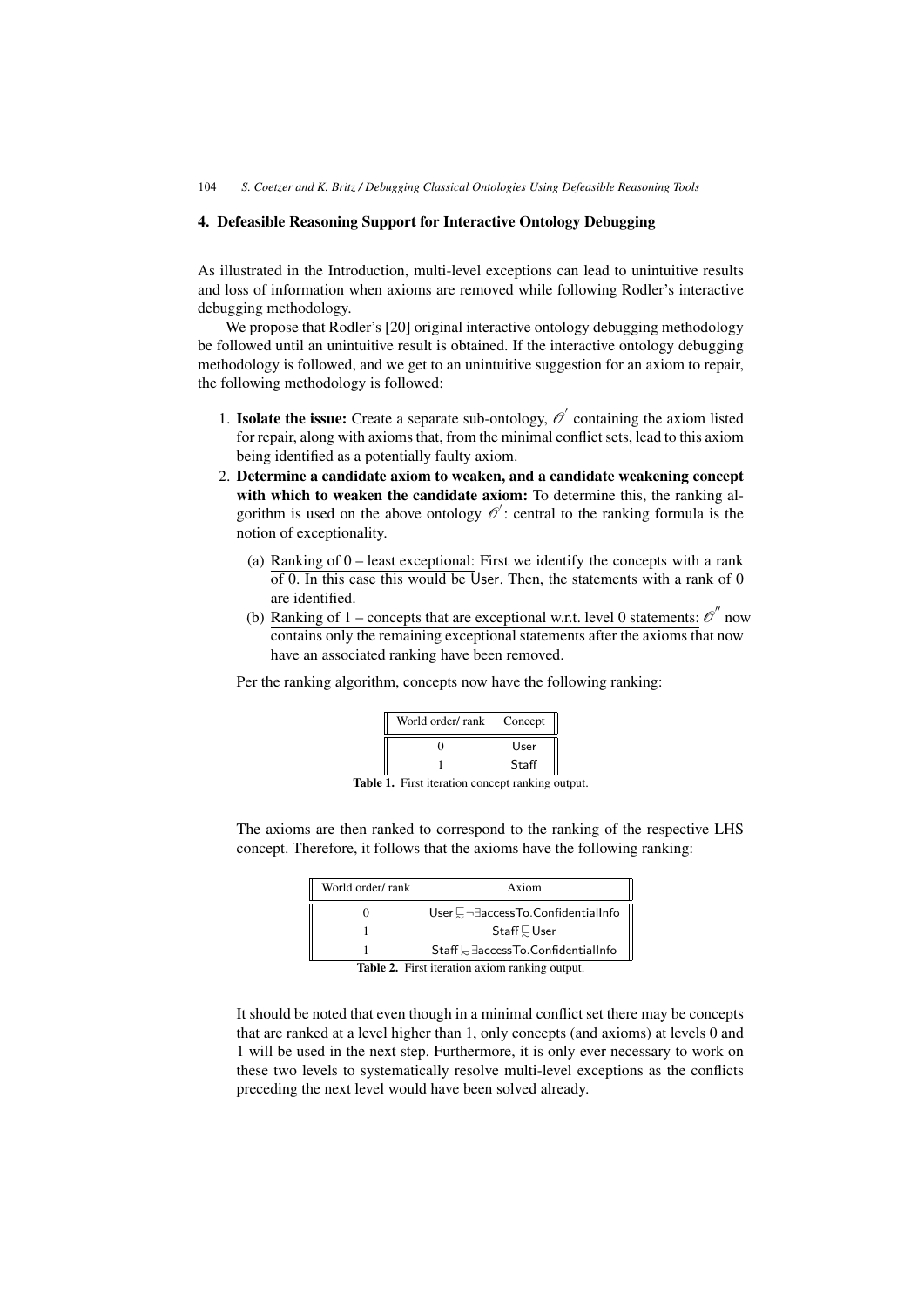## 4. Defeasible Reasoning Support for Interactive Ontology Debugging

As illustrated in the Introduction, multi-level exceptions can lead to unintuitive results and loss of information when axioms are removed while following Rodler's interactive debugging methodology.

We propose that Rodler's [20] original interactive ontology debugging methodology be followed until an unintuitive result is obtained. If the interactive ontology debugging methodology is followed, and we get to an unintuitive suggestion for an axiom to repair, the following methodology is followed:

1. **Isolate the issue:** Create a separate sub-ontology, $\mathscr{O}'$ containing the axiom listed for repair, along with axioms that, from the minimal conflict sets, lead to this axiom being identified as a potentially faulty axiom.
2. **Determine a candidate axiom to weaken, and a candidate weakening concept with which to weaken the candidate axiom:** To determine this, the ranking algorithm is used on the above ontology $\mathscr{O}'$: central to the ranking formula is the notion of exceptionality.
   (a) Ranking of 0 – least exceptional: First we identify the concepts with a rank of 0. In this case this would be User. Then, the statements with a rank of 0 are identified.
   (b) Ranking of 1 – concepts that are exceptional w.r.t. level 0 statements: $\mathscr{O}''$ now contains only the remaining exceptional statements after the axioms that now have an associated ranking have been removed.

Per the ranking algorithm, concepts now have the following ranking:

| World order/ rank | Concept |
|---|---|
| 0 | User |
| 1 | Staff |

**Table 1.** First iteration concept ranking output.

The axioms are then ranked to correspond to the ranking of the respective LHS concept. Therefore, it follows that the axioms have the following ranking:

| World order/ rank | Axiom |
|---|---|
| 0 | User $\sqsubseteq$ $\neg\exists$accessTo.ConfidentialInfo |
| 1 | Staff $\sqsubseteq$ User |
| 1 | Staff $\sqsubseteq$ $\exists$accessTo.ConfidentialInfo |

**Table 2.** First iteration axiom ranking output.

It should be noted that even though in a minimal conflict set there may be concepts that are ranked at a level higher than 1, only concepts (and axioms) at levels 0 and 1 will be used in the next step. Furthermore, it is only ever necessary to work on these two levels to systematically resolve multi-level exceptions as the conflicts preceding the next level would have been solved already.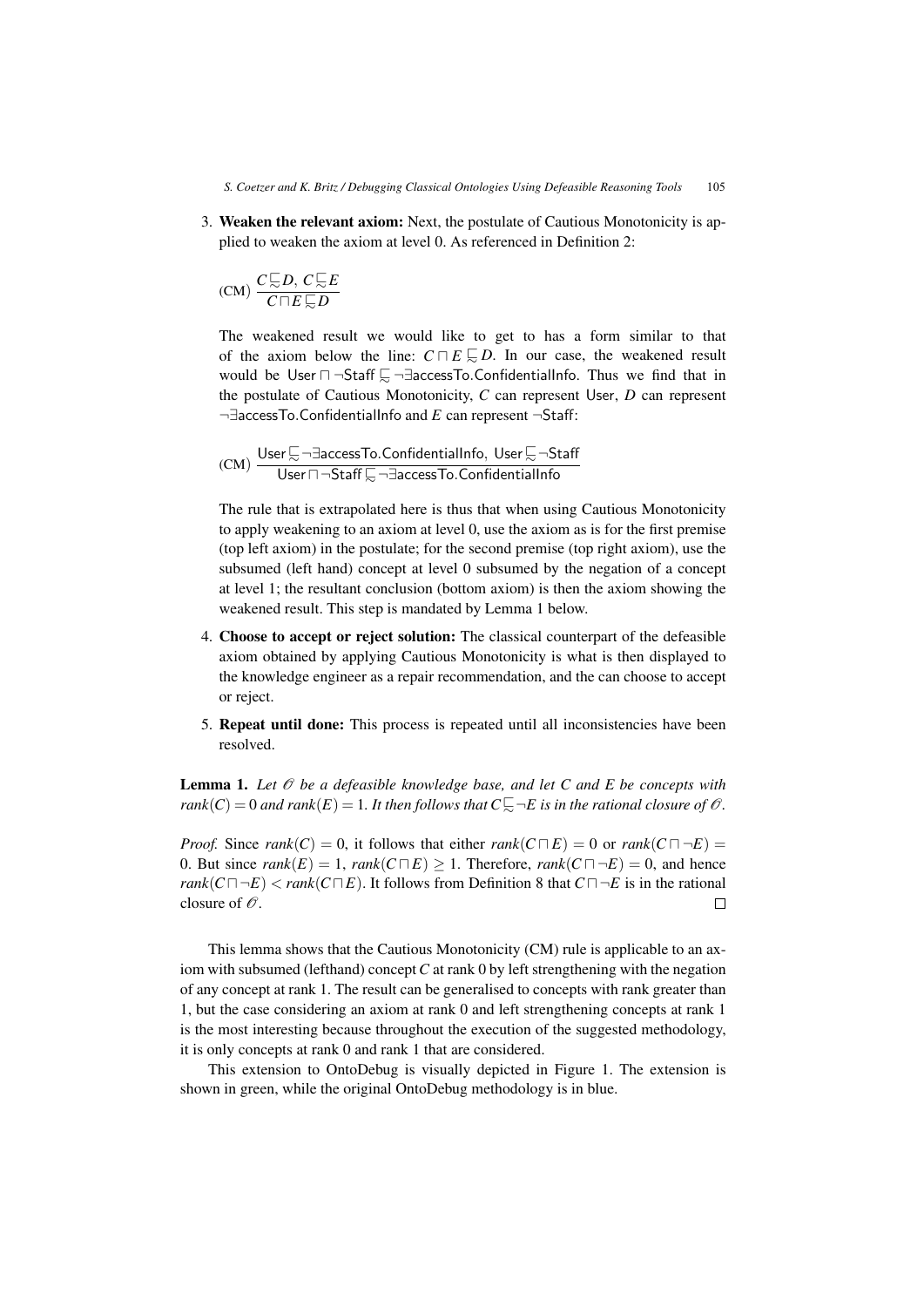3. **Weaken the relevant axiom:** Next, the postulate of Cautious Monotonicity is applied to weaken the axiom at level 0. As referenced in Definition 2:

   $$\text{(CM)}\ \frac{C \mathrel{\sqsubseteq\!\!\!\!\sim} D,\ C \mathrel{\sqsubseteq\!\!\!\!\sim} E}{C \sqcap E \mathrel{\sqsubseteq\!\!\!\!\sim} D}$$

   The weakened result we would like to get to has a form similar to that of the axiom below the line: $C \sqcap E \mathrel{\sqsubseteq\!\!\!\!\sim} D$. In our case, the weakened result would be $\mathsf{User} \sqcap \neg\mathsf{Staff} \mathrel{\sqsubseteq\!\!\!\!\sim} \neg\exists\mathsf{accessTo.ConfidentialInfo}$. Thus we find that in the postulate of Cautious Monotonicity, $C$ can represent User, $D$ can represent $\neg\exists$accessTo.ConfidentialInfo and $E$ can represent $\neg$Staff:

   $$\text{(CM)}\ \frac{\mathsf{User} \mathrel{\sqsubseteq\!\!\!\!\sim} \neg\exists\mathsf{accessTo.ConfidentialInfo},\ \mathsf{User} \mathrel{\sqsubseteq\!\!\!\!\sim} \neg\mathsf{Staff}}{\mathsf{User} \sqcap \neg\mathsf{Staff} \mathrel{\sqsubseteq\!\!\!\!\sim} \neg\exists\mathsf{accessTo.ConfidentialInfo}}$$

   The rule that is extrapolated here is thus that when using Cautious Monotonicity to apply weakening to an axiom at level 0, use the axiom as is for the first premise (top left axiom) in the postulate; for the second premise (top right axiom), use the subsumed (left hand) concept at level 0 subsumed by the negation of a concept at level 1; the resultant conclusion (bottom axiom) is then the axiom showing the weakened result. This step is mandated by Lemma 1 below.

4. **Choose to accept or reject solution:** The classical counterpart of the defeasible axiom obtained by applying Cautious Monotonicity is what is then displayed to the knowledge engineer as a repair recommendation, and the can choose to accept or reject.

5. **Repeat until done:** This process is repeated until all inconsistencies have been resolved.

**Lemma 1.** *Let $\mathscr{O}$ be a defeasible knowledge base, and let $C$ and $E$ be concepts with $rank(C) = 0$ and $rank(E) = 1$. It then follows that $C \mathrel{\sqsubseteq\!\!\!\!\sim} \neg E$ is in the rational closure of $\mathscr{O}$.*

*Proof.* Since $rank(C) = 0$, it follows that either $rank(C \sqcap E) = 0$ or $rank(C \sqcap \neg E) = 0$. But since $rank(E) = 1$, $rank(C \sqcap E) \geq 1$. Therefore, $rank(C \sqcap \neg E) = 0$, and hence $rank(C \sqcap \neg E) < rank(C \sqcap E)$. It follows from Definition 8 that $C \sqcap \neg E$ is in the rational closure of $\mathscr{O}$. □

This lemma shows that the Cautious Monotonicity (CM) rule is applicable to an axiom with subsumed (lefthand) concept $C$ at rank 0 by left strengthening with the negation of any concept at rank 1. The result can be generalised to concepts with rank greater than 1, but the case considering an axiom at rank 0 and left strengthening concepts at rank 1 is the most interesting because throughout the execution of the suggested methodology, it is only concepts at rank 0 and rank 1 that are considered.

This extension to OntoDebug is visually depicted in Figure 1. The extension is shown in green, while the original OntoDebug methodology is in blue.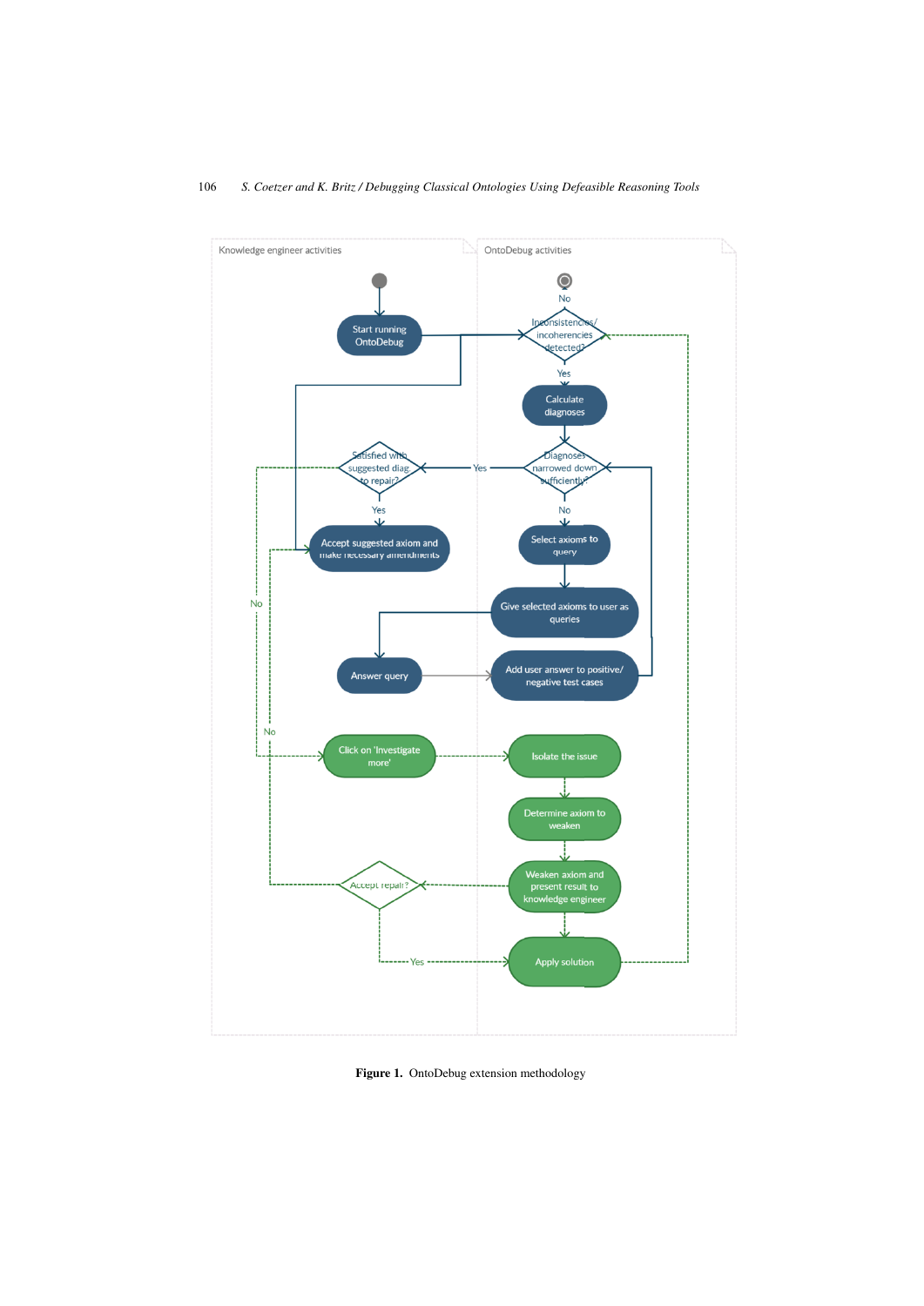Figure 1. OntoDebug extension methodology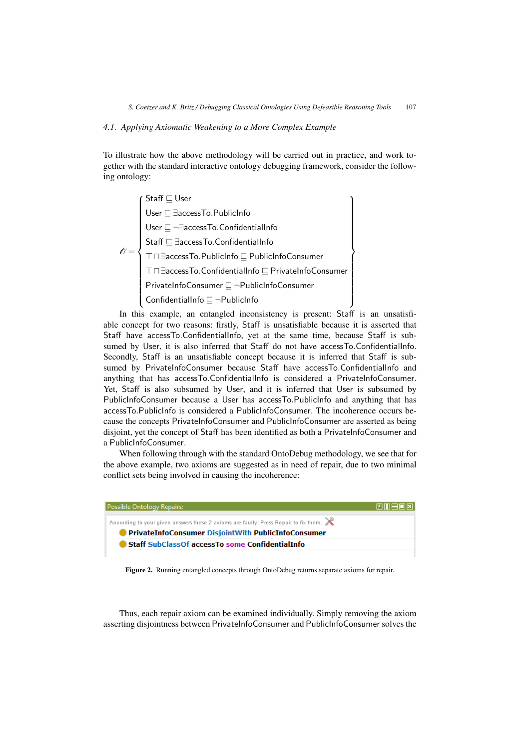### 4.1. Applying Axiomatic Weakening to a More Complex Example

To illustrate how the above methodology will be carried out in practice, and work together with the standard interactive ontology debugging framework, consider the following ontology:

$$\mathcal{O} = \left\{ \begin{array}{l} \mathsf{Staff} \sqsubseteq \mathsf{User} \\ \mathsf{User} \sqsubseteq \exists \mathsf{accessTo.PublicInfo} \\ \mathsf{User} \sqsubseteq \neg \exists \mathsf{accessTo.ConfidentialInfo} \\ \mathsf{Staff} \sqsubseteq \exists \mathsf{accessTo.ConfidentialInfo} \\ \top \sqcap \exists \mathsf{accessTo.PublicInfo} \sqsubseteq \mathsf{PublicInfoConsumer} \\ \top \sqcap \exists \mathsf{accessTo.ConfidentialInfo} \sqsubseteq \mathsf{PrivateInfoConsumer} \\ \mathsf{PrivateInfoConsumer} \sqsubseteq \neg \mathsf{PublicInfoConsumer} \\ \mathsf{ConfidentialInfo} \sqsubseteq \neg \mathsf{PublicInfo} \end{array} \right\}$$

In this example, an entangled inconsistency is present: Staff is an unsatisfiable concept for two reasons: firstly, Staff is unsatisfiable because it is asserted that Staff have accessTo.ConfidentialInfo, yet at the same time, because Staff is subsumed by User, it is also inferred that Staff do not have accessTo.ConfidentialInfo. Secondly, Staff is an unsatisfiable concept because it is inferred that Staff is subsumed by PrivateInfoConsumer because Staff have accessTo.ConfidentialInfo and anything that has accessTo.ConfidentialInfo is considered a PrivateInfoConsumer. Yet, Staff is also subsumed by User, and it is inferred that User is subsumed by PublicInfoConsumer because a User has accessTo.PublicInfo and anything that has accessTo.PublicInfo is considered a PublicInfoConsumer. The incoherence occurs because the concepts PrivateInfoConsumer and PublicInfoConsumer are asserted as being disjoint, yet the concept of Staff has been identified as both a PrivateInfoConsumer and a PublicInfoConsumer.

When following through with the standard OntoDebug methodology, we see that for the above example, two axioms are suggested as in need of repair, due to two minimal conflict sets being involved in causing the incoherence:

Possible Ontology Repairs:

According to your given answers these 2 axioms are faulty. Press Repair to fix them.

- **PrivateInfoConsumer DisjointWith PublicInfoConsumer**
- **Staff SubClassOf accessTo some ConfidentialInfo**

**Figure 2.** Running entangled concepts through OntoDebug returns separate axioms for repair.

Thus, each repair axiom can be examined individually. Simply removing the axiom asserting disjointness between PrivateInfoConsumer and PublicInfoConsumer solves the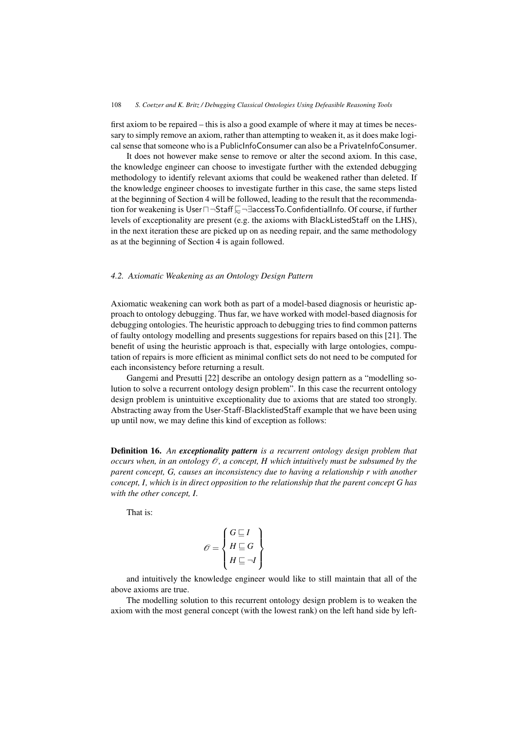first axiom to be repaired – this is also a good example of where it may at times be necessary to simply remove an axiom, rather than attempting to weaken it, as it does make logical sense that someone who is a PublicInfoConsumer can also be a PrivateInfoConsumer.

It does not however make sense to remove or alter the second axiom. In this case, the knowledge engineer can choose to investigate further with the extended debugging methodology to identify relevant axioms that could be weakened rather than deleted. If the knowledge engineer chooses to investigate further in this case, the same steps listed at the beginning of Section 4 will be followed, leading to the result that the recommendation for weakening is $\mathsf{User} \sqcap \neg \mathsf{Staff} \sqsubsetsim \neg \exists \mathsf{accessTo}.\mathsf{ConfidentialInfo}$. Of course, if further levels of exceptionality are present (e.g. the axioms with BlackListedStaff on the LHS), in the next iteration these are picked up on as needing repair, and the same methodology as at the beginning of Section 4 is again followed.

### *4.2. Axiomatic Weakening as an Ontology Design Pattern*

Axiomatic weakening can work both as part of a model-based diagnosis or heuristic approach to ontology debugging. Thus far, we have worked with model-based diagnosis for debugging ontologies. The heuristic approach to debugging tries to find common patterns of faulty ontology modelling and presents suggestions for repairs based on this [21]. The benefit of using the heuristic approach is that, especially with large ontologies, computation of repairs is more efficient as minimal conflict sets do not need to be computed for each inconsistency before returning a result.

Gangemi and Presutti [22] describe an ontology design pattern as a "modelling solution to solve a recurrent ontology design problem". In this case the recurrent ontology design problem is unintuitive exceptionality due to axioms that are stated too strongly. Abstracting away from the User-Staff-BlacklistedStaff example that we have been using up until now, we may define this kind of exception as follows:

**Definition 16.** *An **exceptionality pattern** is a recurrent ontology design problem that occurs when, in an ontology $\mathscr{O}$, a concept, H which intuitively must be subsumed by the parent concept, G, causes an inconsistency due to having a relationship r with another concept, I, which is in direct opposition to the relationship that the parent concept G has with the other concept, I.*

That is:

$$\mathscr{O} = \left\{ \begin{array}{l} G \sqsubseteq I \\ H \sqsubseteq G \\ H \sqsubseteq \neg I \end{array} \right\}$$

and intuitively the knowledge engineer would like to still maintain that all of the above axioms are true.

The modelling solution to this recurrent ontology design problem is to weaken the axiom with the most general concept (with the lowest rank) on the left hand side by left-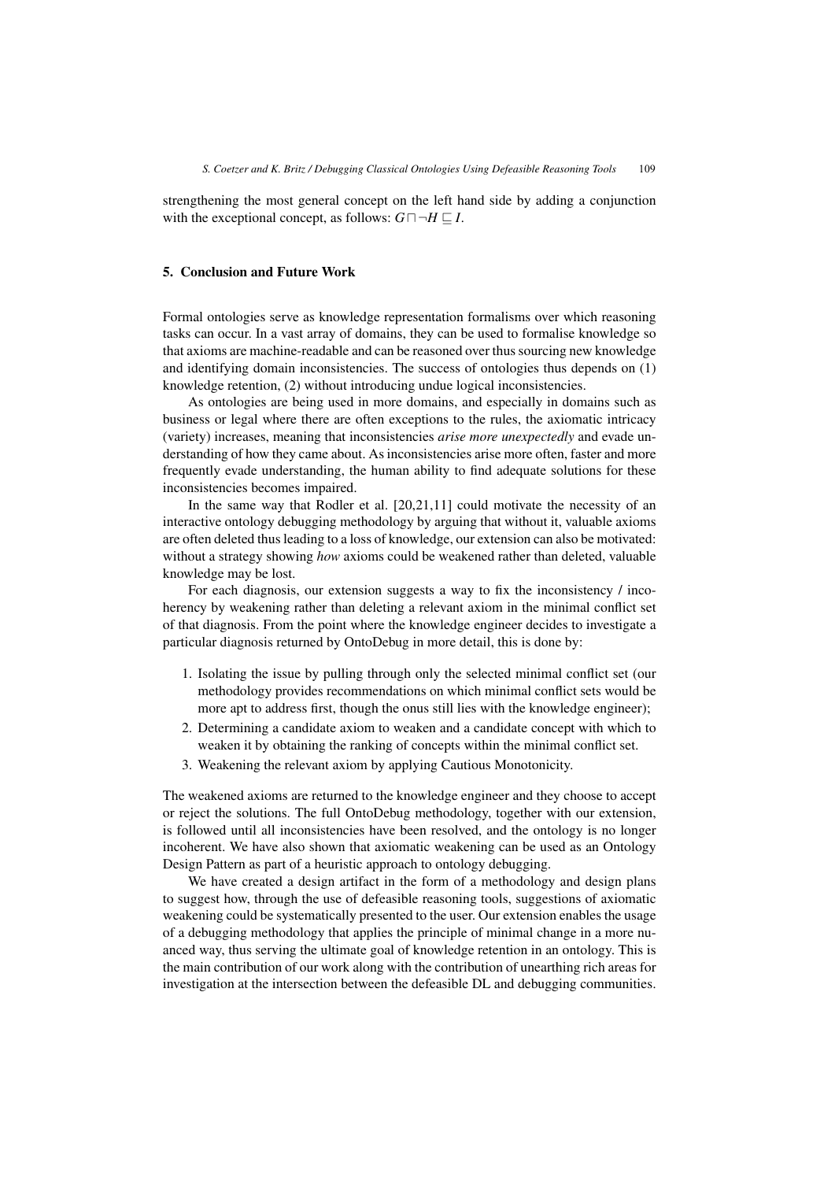strengthening the most general concept on the left hand side by adding a conjunction with the exceptional concept, as follows: $G \sqcap \neg H \sqsubseteq I$.

## 5. Conclusion and Future Work

Formal ontologies serve as knowledge representation formalisms over which reasoning tasks can occur. In a vast array of domains, they can be used to formalise knowledge so that axioms are machine-readable and can be reasoned over thus sourcing new knowledge and identifying domain inconsistencies. The success of ontologies thus depends on (1) knowledge retention, (2) without introducing undue logical inconsistencies.

As ontologies are being used in more domains, and especially in domains such as business or legal where there are often exceptions to the rules, the axiomatic intricacy (variety) increases, meaning that inconsistencies *arise more unexpectedly* and evade understanding of how they came about. As inconsistencies arise more often, faster and more frequently evade understanding, the human ability to find adequate solutions for these inconsistencies becomes impaired.

In the same way that Rodler et al. [20,21,11] could motivate the necessity of an interactive ontology debugging methodology by arguing that without it, valuable axioms are often deleted thus leading to a loss of knowledge, our extension can also be motivated: without a strategy showing *how* axioms could be weakened rather than deleted, valuable knowledge may be lost.

For each diagnosis, our extension suggests a way to fix the inconsistency / incoherency by weakening rather than deleting a relevant axiom in the minimal conflict set of that diagnosis. From the point where the knowledge engineer decides to investigate a particular diagnosis returned by OntoDebug in more detail, this is done by:

1. Isolating the issue by pulling through only the selected minimal conflict set (our methodology provides recommendations on which minimal conflict sets would be more apt to address first, though the onus still lies with the knowledge engineer);
2. Determining a candidate axiom to weaken and a candidate concept with which to weaken it by obtaining the ranking of concepts within the minimal conflict set.
3. Weakening the relevant axiom by applying Cautious Monotonicity.

The weakened axioms are returned to the knowledge engineer and they choose to accept or reject the solutions. The full OntoDebug methodology, together with our extension, is followed until all inconsistencies have been resolved, and the ontology is no longer incoherent. We have also shown that axiomatic weakening can be used as an Ontology Design Pattern as part of a heuristic approach to ontology debugging.

We have created a design artifact in the form of a methodology and design plans to suggest how, through the use of defeasible reasoning tools, suggestions of axiomatic weakening could be systematically presented to the user. Our extension enables the usage of a debugging methodology that applies the principle of minimal change in a more nuanced way, thus serving the ultimate goal of knowledge retention in an ontology. This is the main contribution of our work along with the contribution of unearthing rich areas for investigation at the intersection between the defeasible DL and debugging communities.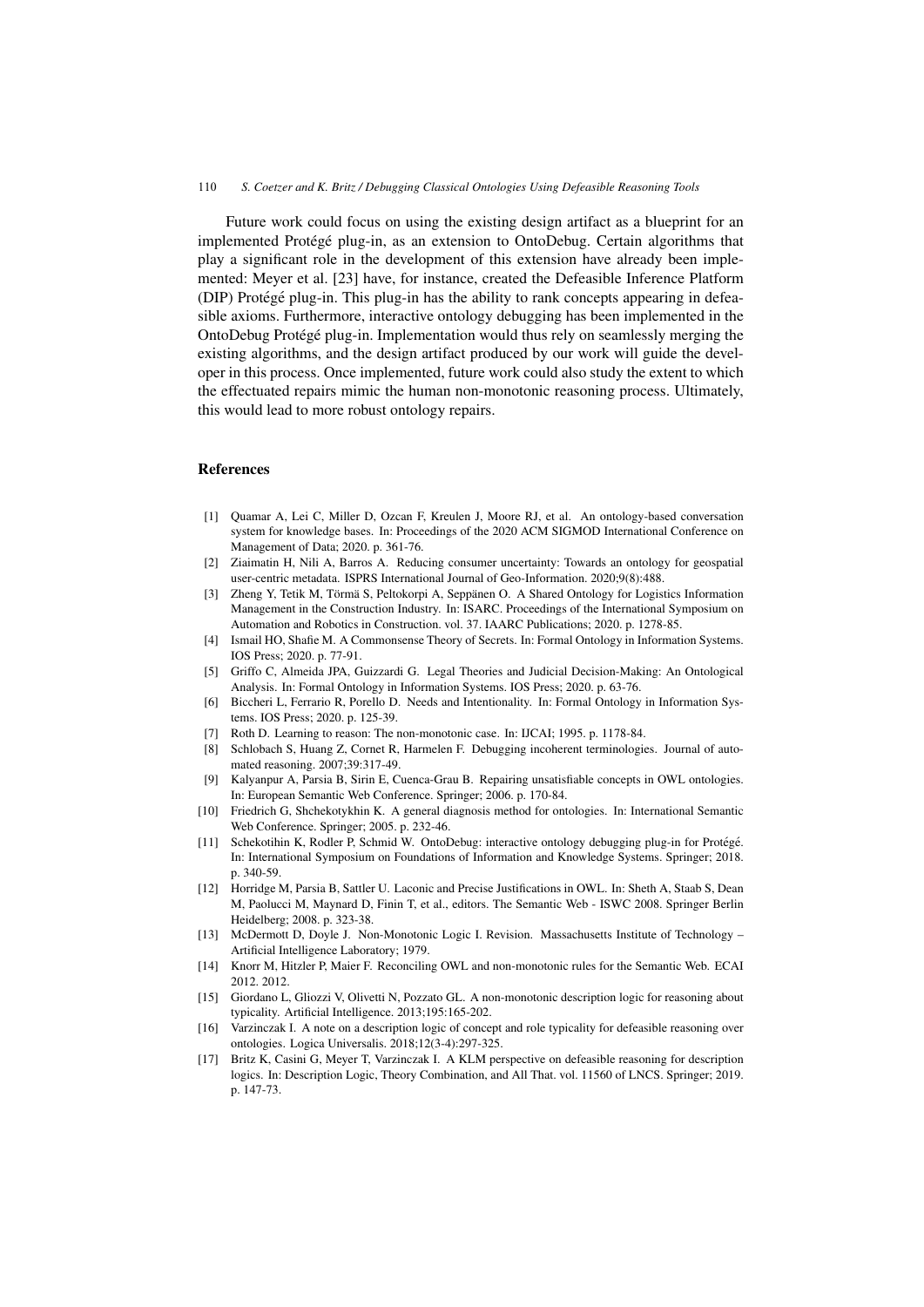Future work could focus on using the existing design artifact as a blueprint for an implemented Protégé plug-in, as an extension to OntoDebug. Certain algorithms that play a significant role in the development of this extension have already been implemented: Meyer et al. [23] have, for instance, created the Defeasible Inference Platform (DIP) Protégé plug-in. This plug-in has the ability to rank concepts appearing in defeasible axioms. Furthermore, interactive ontology debugging has been implemented in the OntoDebug Protégé plug-in. Implementation would thus rely on seamlessly merging the existing algorithms, and the design artifact produced by our work will guide the developer in this process. Once implemented, future work could also study the extent to which the effectuated repairs mimic the human non-monotonic reasoning process. Ultimately, this would lead to more robust ontology repairs.

## References

[1] Quamar A, Lei C, Miller D, Ozcan F, Kreulen J, Moore RJ, et al. An ontology-based conversation system for knowledge bases. In: Proceedings of the 2020 ACM SIGMOD International Conference on Management of Data; 2020. p. 361-76.

[2] Ziaimatin H, Nili A, Barros A. Reducing consumer uncertainty: Towards an ontology for geospatial user-centric metadata. ISPRS International Journal of Geo-Information. 2020;9(8):488.

[3] Zheng Y, Tetik M, Törmä S, Peltokorpi A, Seppänen O. A Shared Ontology for Logistics Information Management in the Construction Industry. In: ISARC. Proceedings of the International Symposium on Automation and Robotics in Construction. vol. 37. IAARC Publications; 2020. p. 1278-85.

[4] Ismail HO, Shafie M. A Commonsense Theory of Secrets. In: Formal Ontology in Information Systems. IOS Press; 2020. p. 77-91.

[5] Griffo C, Almeida JPA, Guizzardi G. Legal Theories and Judicial Decision-Making: An Ontological Analysis. In: Formal Ontology in Information Systems. IOS Press; 2020. p. 63-76.

[6] Biccheri L, Ferrario R, Porello D. Needs and Intentionality. In: Formal Ontology in Information Systems. IOS Press; 2020. p. 125-39.

[7] Roth D. Learning to reason: The non-monotonic case. In: IJCAI; 1995. p. 1178-84.

[8] Schlobach S, Huang Z, Cornet R, Harmelen F. Debugging incoherent terminologies. Journal of automated reasoning. 2007;39:317-49.

[9] Kalyanpur A, Parsia B, Sirin E, Cuenca-Grau B. Repairing unsatisfiable concepts in OWL ontologies. In: European Semantic Web Conference. Springer; 2006. p. 170-84.

[10] Friedrich G, Shchekotykhin K. A general diagnosis method for ontologies. In: International Semantic Web Conference. Springer; 2005. p. 232-46.

[11] Schekotihin K, Rodler P, Schmid W. OntoDebug: interactive ontology debugging plug-in for Protégé. In: International Symposium on Foundations of Information and Knowledge Systems. Springer; 2018. p. 340-59.

[12] Horridge M, Parsia B, Sattler U. Laconic and Precise Justifications in OWL. In: Sheth A, Staab S, Dean M, Paolucci M, Maynard D, Finin T, et al., editors. The Semantic Web - ISWC 2008. Springer Berlin Heidelberg; 2008. p. 323-38.

[13] McDermott D, Doyle J. Non-Monotonic Logic I. Revision. Massachusetts Institute of Technology – Artificial Intelligence Laboratory; 1979.

[14] Knorr M, Hitzler P, Maier F. Reconciling OWL and non-monotonic rules for the Semantic Web. ECAI 2012. 2012.

[15] Giordano L, Gliozzi V, Olivetti N, Pozzato GL. A non-monotonic description logic for reasoning about typicality. Artificial Intelligence. 2013;195:165-202.

[16] Varzinczak I. A note on a description logic of concept and role typicality for defeasible reasoning over ontologies. Logica Universalis. 2018;12(3-4):297-325.

[17] Britz K, Casini G, Meyer T, Varzinczak I. A KLM perspective on defeasible reasoning for description logics. In: Description Logic, Theory Combination, and All That. vol. 11560 of LNCS. Springer; 2019. p. 147-73.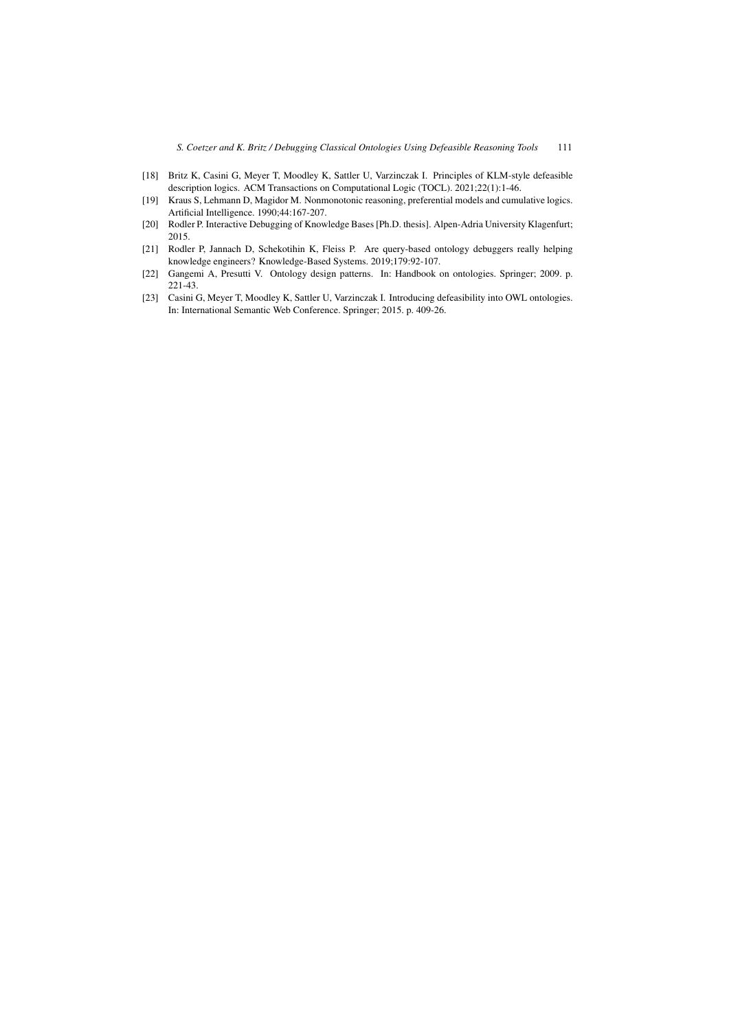[18] Britz K, Casini G, Meyer T, Moodley K, Sattler U, Varzinczak I. Principles of KLM-style defeasible description logics. ACM Transactions on Computational Logic (TOCL). 2021;22(1):1-46.

[19] Kraus S, Lehmann D, Magidor M. Nonmonotonic reasoning, preferential models and cumulative logics. Artificial Intelligence. 1990;44:167-207.

[20] Rodler P. Interactive Debugging of Knowledge Bases [Ph.D. thesis]. Alpen-Adria University Klagenfurt; 2015.

[21] Rodler P, Jannach D, Schekotihin K, Fleiss P. Are query-based ontology debuggers really helping knowledge engineers? Knowledge-Based Systems. 2019;179:92-107.

[22] Gangemi A, Presutti V. Ontology design patterns. In: Handbook on ontologies. Springer; 2009. p. 221-43.

[23] Casini G, Meyer T, Moodley K, Sattler U, Varzinczak I. Introducing defeasibility into OWL ontologies. In: International Semantic Web Conference. Springer; 2015. p. 409-26.